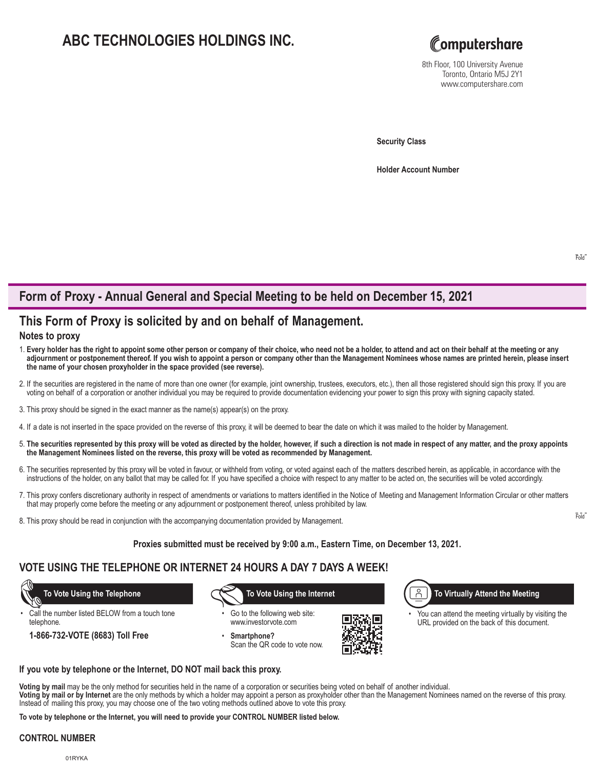# ABC TECHNOLOGIES HOLDINGS INC.

Computershare

8th Floor, 100 University Avenue
Toronto, Ontario M5J 2Y1
www.computershare.com

**Security Class**

**Holder Account Number**

## Form of Proxy - Annual General and Special Meeting to be held on December 15, 2021

## This Form of Proxy is solicited by and on behalf of Management.

### Notes to proxy

1. **Every holder has the right to appoint some other person or company of their choice, who need not be a holder, to attend and act on their behalf at the meeting or any adjournment or postponement thereof. If you wish to appoint a person or company other than the Management Nominees whose names are printed herein, please insert the name of your chosen proxyholder in the space provided (see reverse).**

2. If the securities are registered in the name of more than one owner (for example, joint ownership, trustees, executors, etc.), then all those registered should sign this proxy. If you are voting on behalf of a corporation or another individual you may be required to provide documentation evidencing your power to sign this proxy with signing capacity stated.

3. This proxy should be signed in the exact manner as the name(s) appear(s) on the proxy.

4. If a date is not inserted in the space provided on the reverse of this proxy, it will be deemed to bear the date on which it was mailed to the holder by Management.

5. **The securities represented by this proxy will be voted as directed by the holder, however, if such a direction is not made in respect of any matter, and the proxy appoints the Management Nominees listed on the reverse, this proxy will be voted as recommended by Management.**

6. The securities represented by this proxy will be voted in favour, or withheld from voting, or voted against each of the matters described herein, as applicable, in accordance with the instructions of the holder, on any ballot that may be called for. If you have specified a choice with respect to any matter to be acted on, the securities will be voted accordingly.

7. This proxy confers discretionary authority in respect of amendments or variations to matters identified in the Notice of Meeting and Management Information Circular or other matters that may properly come before the meeting or any adjournment or postponement thereof, unless prohibited by law.

8. This proxy should be read in conjunction with the accompanying documentation provided by Management.

**Proxies submitted must be received by 9:00 a.m., Eastern Time, on December 13, 2021.**

## VOTE USING THE TELEPHONE OR INTERNET 24 HOURS A DAY 7 DAYS A WEEK!

**To Vote Using the Telephone**

- Call the number listed BELOW from a touch tone telephone.

  **1-866-732-VOTE (8683) Toll Free**

**To Vote Using the Internet**

- Go to the following web site: www.investorvote.com
- **Smartphone?** Scan the QR code to vote now.

**To Virtually Attend the Meeting**

- You can attend the meeting virtually by visiting the URL provided on the back of this document.

**If you vote by telephone or the Internet, DO NOT mail back this proxy.**

**Voting by mail** may be the only method for securities held in the name of a corporation or securities being voted on behalf of another individual.
**Voting by mail or by Internet** are the only methods by which a holder may appoint a person as proxyholder other than the Management Nominees named on the reverse of this proxy. Instead of mailing this proxy, you may choose one of the two voting methods outlined above to vote this proxy.

**To vote by telephone or the Internet, you will need to provide your CONTROL NUMBER listed below.**

**CONTROL NUMBER**

01RYKA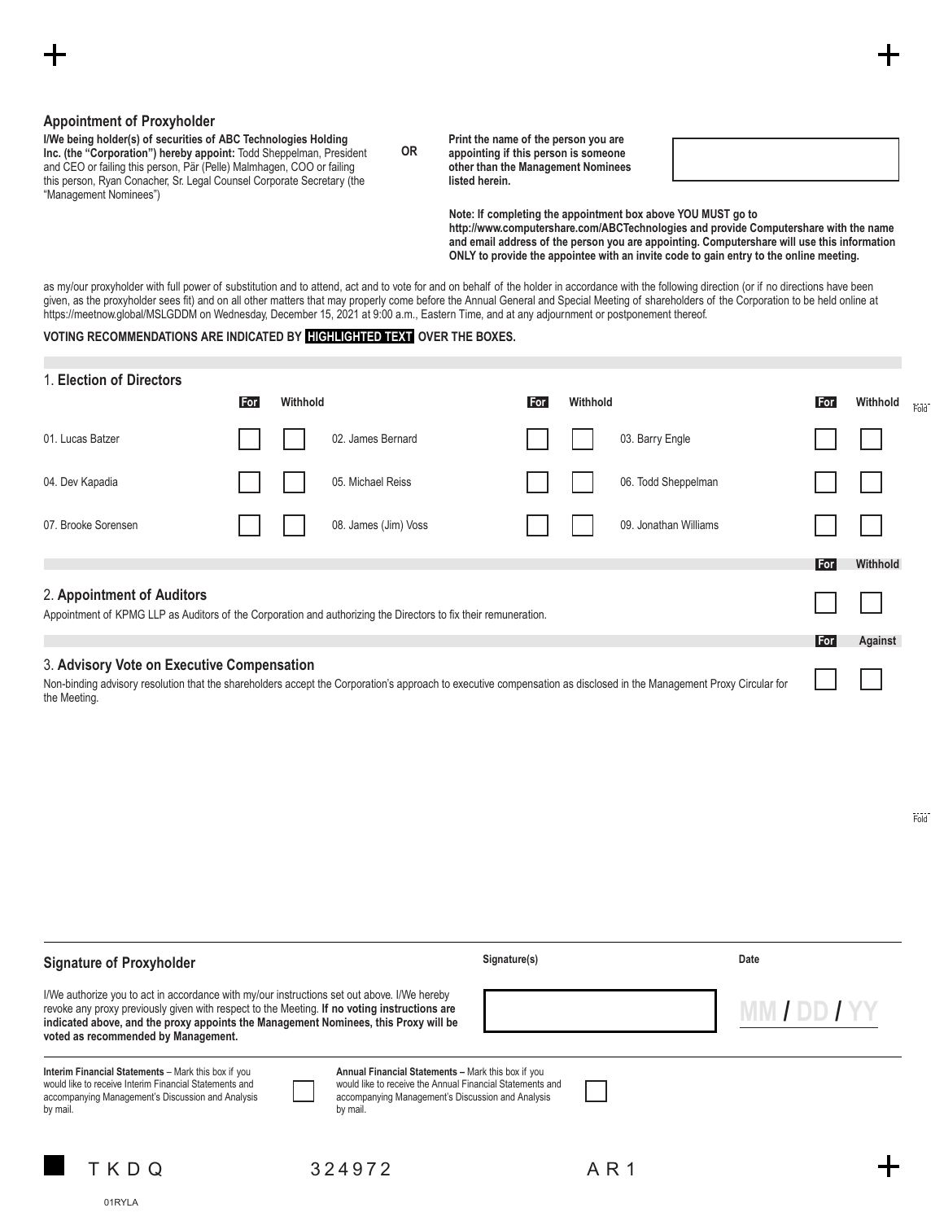## Appointment of Proxyholder

**I/We being holder(s) of securities of ABC Technologies Holding Inc. (the "Corporation") hereby appoint:** Todd Sheppelman, President and CEO or failing this person, Pär (Pelle) Malmhagen, COO or failing this person, Ryan Conacher, Sr. Legal Counsel Corporate Secretary (the "Management Nominees")

**OR**

**Print the name of the person you are appointing if this person is someone other than the Management Nominees listed herein.**

**Note: If completing the appointment box above YOU MUST go to http://www.computershare.com/ABCTechnologies and provide Computershare with the name and email address of the person you are appointing. Computershare will use this information ONLY to provide the appointee with an invite code to gain entry to the online meeting.**

as my/our proxyholder with full power of substitution and to attend, act and to vote for and on behalf of the holder in accordance with the following direction (or if no directions have been given, as the proxyholder sees fit) and on all other matters that may properly come before the Annual General and Special Meeting of shareholders of the Corporation to be held online at https://meetnow.global/MSLGDDM on Wednesday, December 15, 2021 at 9:00 a.m., Eastern Time, and at any adjournment or postponement thereof.

**VOTING RECOMMENDATIONS ARE INDICATED BY HIGHLIGHTED TEXT OVER THE BOXES.**

### 1. Election of Directors

| | For | Withhold | | For | Withhold | | For | Withhold |
|---|---|---|---|---|---|---|---|---|
| 01. Lucas Batzer | ☐ | ☐ | 02. James Bernard | ☐ | ☐ | 03. Barry Engle | ☐ | ☐ |
| 04. Dev Kapadia | ☐ | ☐ | 05. Michael Reiss | ☐ | ☐ | 06. Todd Sheppelman | ☐ | ☐ |
| 07. Brooke Sorensen | ☐ | ☐ | 08. James (Jim) Voss | ☐ | ☐ | 09. Jonathan Williams | ☐ | ☐ |

### 2. Appointment of Auditors

Appointment of KPMG LLP as Auditors of the Corporation and authorizing the Directors to fix their remuneration.

For ☐ Withhold ☐

### 3. Advisory Vote on Executive Compensation

Non-binding advisory resolution that the shareholders accept the Corporation's approach to executive compensation as disclosed in the Management Proxy Circular for the Meeting.

For ☐ Against ☐

## Signature of Proxyholder

I/We authorize you to act in accordance with my/our instructions set out above. I/We hereby revoke any proxy previously given with respect to the Meeting. **If no voting instructions are indicated above, and the proxy appoints the Management Nominees, this Proxy will be voted as recommended by Management.**

Signature(s)

Date

MM / DD / YY

**Interim Financial Statements** – Mark this box if you would like to receive Interim Financial Statements and accompanying Management's Discussion and Analysis by mail. ☐

**Annual Financial Statements –** Mark this box if you would like to receive the Annual Financial Statements and accompanying Management's Discussion and Analysis by mail. ☐

T K D Q    3 2 4 9 7 2    A R 1

01RYLA